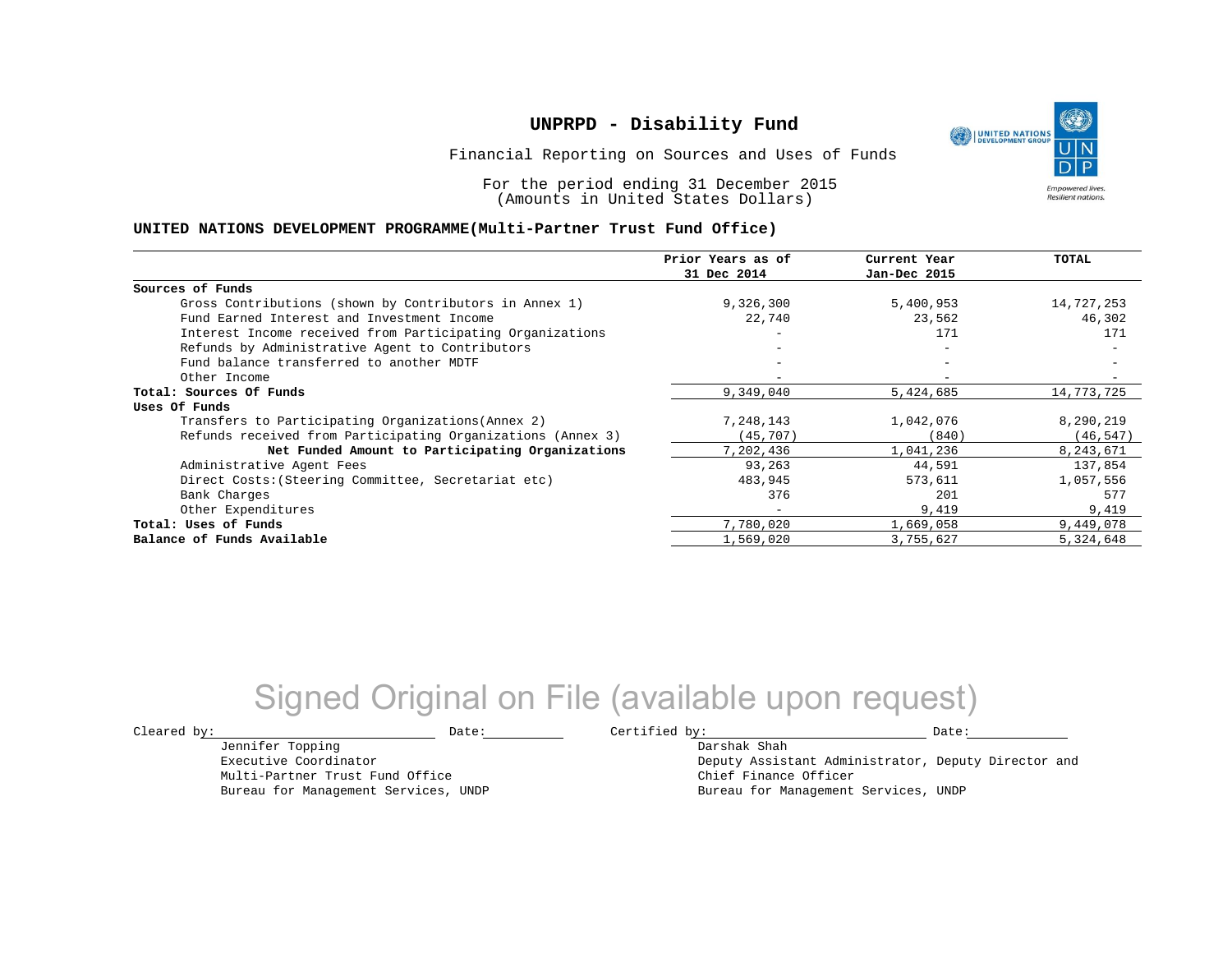# UNPRPD - Disability Fund

Financial Reporting on Sources and Uses of Funds

For the period ending 31 December 2015
(Amounts in United States Dollars)

## UNITED NATIONS DEVELOPMENT PROGRAMME(Multi-Partner Trust Fund Office)

| | Prior Years as of 31 Dec 2014 | Current Year Jan-Dec 2015 | TOTAL |
|---|---|---|---|
| **Sources of Funds** | | | |
| Gross Contributions (shown by Contributors in Annex 1) | 9,326,300 | 5,400,953 | 14,727,253 |
| Fund Earned Interest and Investment Income | 22,740 | 23,562 | 46,302 |
| Interest Income received from Participating Organizations | - | 171 | 171 |
| Refunds by Administrative Agent to Contributors | - | - | - |
| Fund balance transferred to another MDTF | - | - | - |
| Other Income | - | - | - |
| **Total: Sources Of Funds** | 9,349,040 | 5,424,685 | 14,773,725 |
| **Uses Of Funds** | | | |
| Transfers to Participating Organizations(Annex 2) | 7,248,143 | 1,042,076 | 8,290,219 |
| Refunds received from Participating Organizations (Annex 3) | (45,707) | (840) | (46,547) |
| **Net Funded Amount to Participating Organizations** | 7,202,436 | 1,041,236 | 8,243,671 |
| Administrative Agent Fees | 93,263 | 44,591 | 137,854 |
| Direct Costs:(Steering Committee, Secretariat etc) | 483,945 | 573,611 | 1,057,556 |
| Bank Charges | 376 | 201 | 577 |
| Other Expenditures | - | 9,419 | 9,419 |
| **Total: Uses of Funds** | 7,780,020 | 1,669,058 | 9,449,078 |
| **Balance of Funds Available** | 1,569,020 | 3,755,627 | 5,324,648 |

Signed Original on File (available upon request)

Cleared by: ____________________ Date: __________

Jennifer Topping
Executive Coordinator
Multi-Partner Trust Fund Office
Bureau for Management Services, UNDP

Certified by: ____________________ Date: __________

Darshak Shah
Deputy Assistant Administrator, Deputy Director and
Chief Finance Officer
Bureau for Management Services, UNDP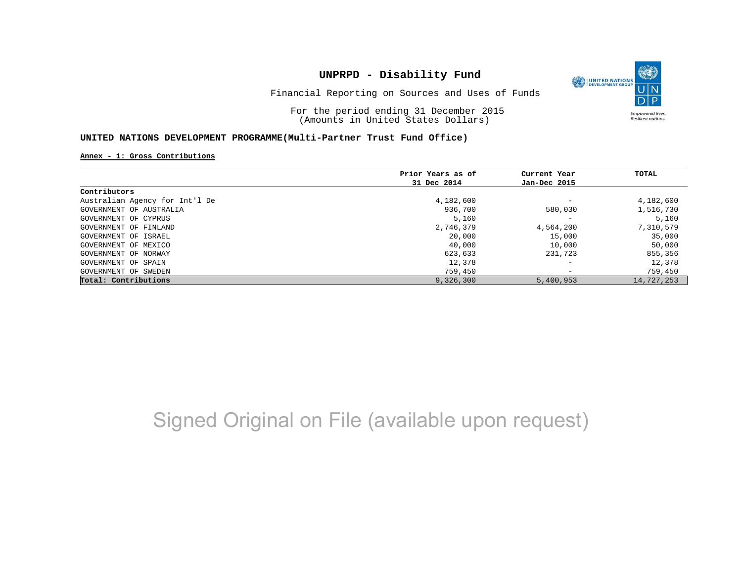# UNPRPD - Disability Fund

Financial Reporting on Sources and Uses of Funds

For the period ending 31 December 2015
(Amounts in United States Dollars)

**UNITED NATIONS DEVELOPMENT PROGRAMME(Multi-Partner Trust Fund Office)**

**Annex - 1: Gross Contributions**

| | Prior Years as of 31 Dec 2014 | Current Year Jan-Dec 2015 | TOTAL |
|---|---|---|---|
| **Contributors** | | | |
| Australian Agency for Int'l De | 4,182,600 | - | 4,182,600 |
| GOVERNMENT OF AUSTRALIA | 936,700 | 580,030 | 1,516,730 |
| GOVERNMENT OF CYPRUS | 5,160 | - | 5,160 |
| GOVERNMENT OF FINLAND | 2,746,379 | 4,564,200 | 7,310,579 |
| GOVERNMENT OF ISRAEL | 20,000 | 15,000 | 35,000 |
| GOVERNMENT OF MEXICO | 40,000 | 10,000 | 50,000 |
| GOVERNMENT OF NORWAY | 623,633 | 231,723 | 855,356 |
| GOVERNMENT OF SPAIN | 12,378 | - | 12,378 |
| GOVERNMENT OF SWEDEN | 759,450 | - | 759,450 |
| **Total: Contributions** | 9,326,300 | 5,400,953 | 14,727,253 |

Signed Original on File (available upon request)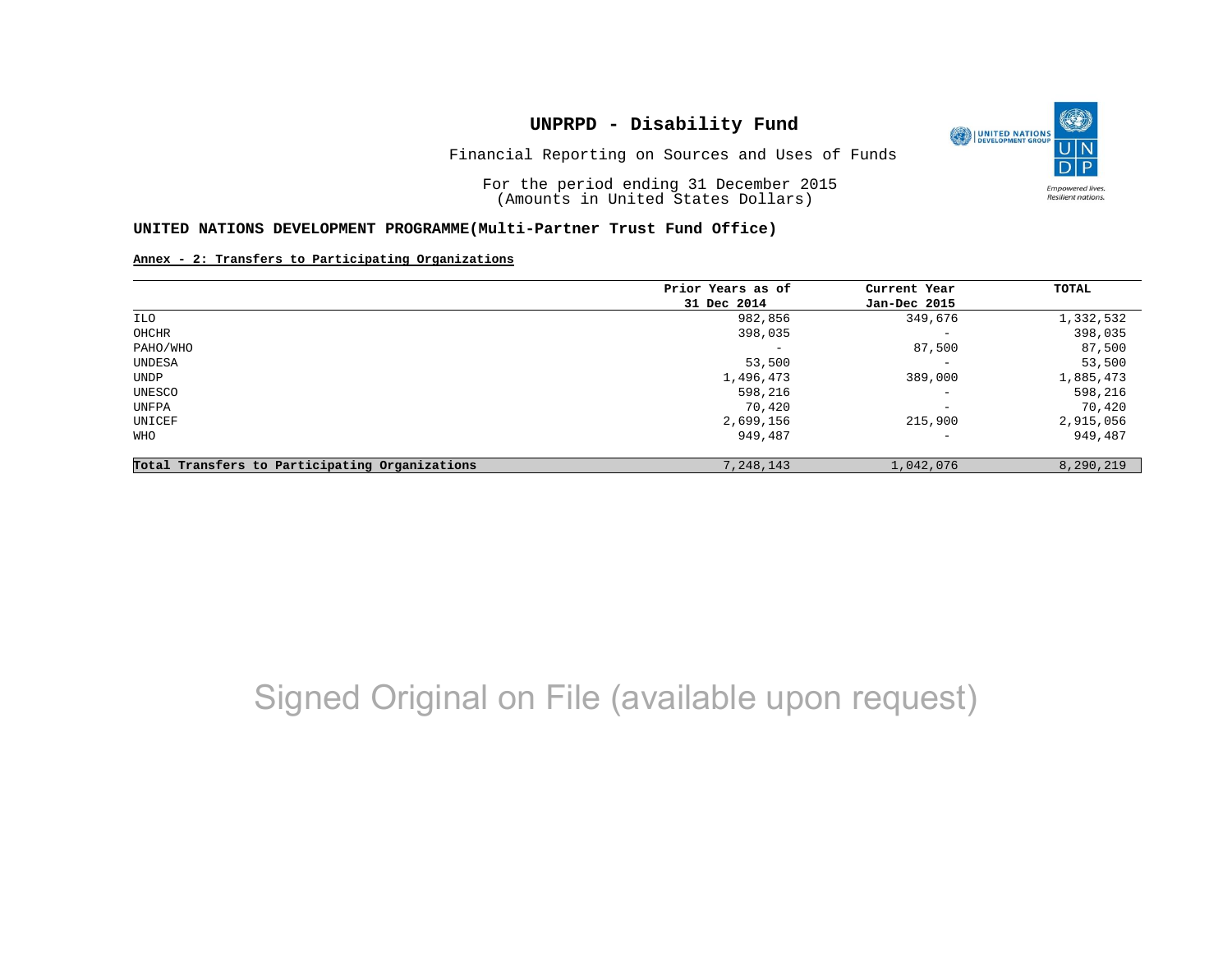# UNPRPD - Disability Fund

Financial Reporting on Sources and Uses of Funds

For the period ending 31 December 2015
(Amounts in United States Dollars)

**UNITED NATIONS DEVELOPMENT PROGRAMME(Multi-Partner Trust Fund Office)**

**Annex - 2: Transfers to Participating Organizations**

| | Prior Years as of 31 Dec 2014 | Current Year Jan-Dec 2015 | TOTAL |
|---|---|---|---|
| ILO | 982,856 | 349,676 | 1,332,532 |
| OHCHR | 398,035 | - | 398,035 |
| PAHO/WHO | - | 87,500 | 87,500 |
| UNDESA | 53,500 | - | 53,500 |
| UNDP | 1,496,473 | 389,000 | 1,885,473 |
| UNESCO | 598,216 | - | 598,216 |
| UNFPA | 70,420 | - | 70,420 |
| UNICEF | 2,699,156 | 215,900 | 2,915,056 |
| WHO | 949,487 | - | 949,487 |
| **Total Transfers to Participating Organizations** | 7,248,143 | 1,042,076 | 8,290,219 |

Signed Original on File (available upon request)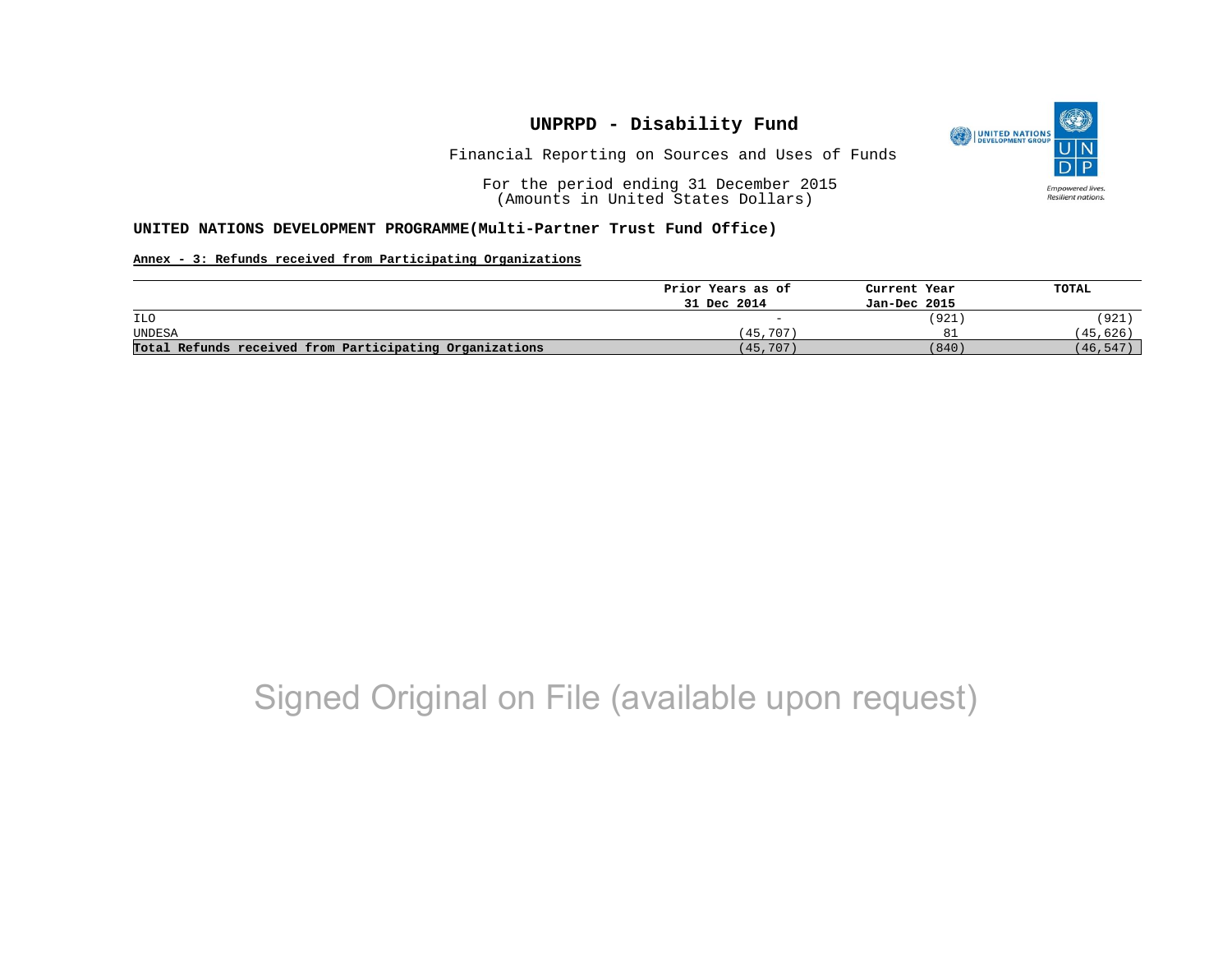# UNPRPD - Disability Fund

Financial Reporting on Sources and Uses of Funds

For the period ending 31 December 2015
(Amounts in United States Dollars)

**UNITED NATIONS DEVELOPMENT PROGRAMME(Multi-Partner Trust Fund Office)**

**Annex - 3: Refunds received from Participating Organizations**

| | Prior Years as of 31 Dec 2014 | Current Year Jan-Dec 2015 | TOTAL |
|---|---|---|---|
| ILO | - | (921) | (921) |
| UNDESA | (45,707) | 81 | (45,626) |
| **Total Refunds received from Participating Organizations** | (45,707) | (840) | (46,547) |

Signed Original on File (available upon request)